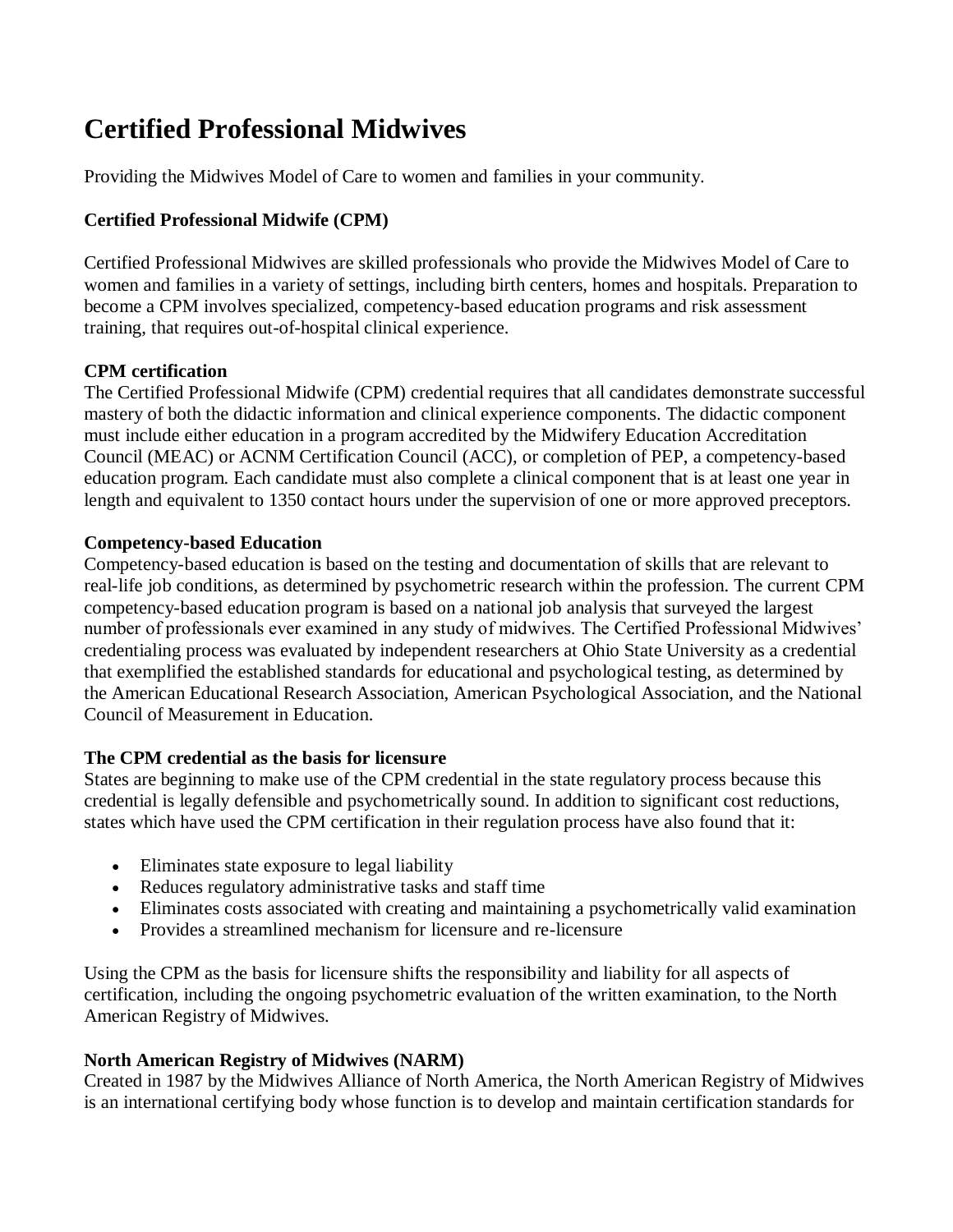# Certified Professional Midwives

Providing the Midwives Model of Care to women and families in your community.

**Certified Professional Midwife (CPM)**

Certified Professional Midwives are skilled professionals who provide the Midwives Model of Care to women and families in a variety of settings, including birth centers, homes and hospitals. Preparation to become a CPM involves specialized, competency-based education programs and risk assessment training, that requires out-of-hospital clinical experience.

**CPM certification**

The Certified Professional Midwife (CPM) credential requires that all candidates demonstrate successful mastery of both the didactic information and clinical experience components. The didactic component must include either education in a program accredited by the Midwifery Education Accreditation Council (MEAC) or ACNM Certification Council (ACC), or completion of PEP, a competency-based education program. Each candidate must also complete a clinical component that is at least one year in length and equivalent to 1350 contact hours under the supervision of one or more approved preceptors.

**Competency-based Education**

Competency-based education is based on the testing and documentation of skills that are relevant to real-life job conditions, as determined by psychometric research within the profession. The current CPM competency-based education program is based on a national job analysis that surveyed the largest number of professionals ever examined in any study of midwives. The Certified Professional Midwives' credentialing process was evaluated by independent researchers at Ohio State University as a credential that exemplified the established standards for educational and psychological testing, as determined by the American Educational Research Association, American Psychological Association, and the National Council of Measurement in Education.

**The CPM credential as the basis for licensure**

States are beginning to make use of the CPM credential in the state regulatory process because this credential is legally defensible and psychometrically sound. In addition to significant cost reductions, states which have used the CPM certification in their regulation process have also found that it:

- Eliminates state exposure to legal liability
- Reduces regulatory administrative tasks and staff time
- Eliminates costs associated with creating and maintaining a psychometrically valid examination
- Provides a streamlined mechanism for licensure and re-licensure

Using the CPM as the basis for licensure shifts the responsibility and liability for all aspects of certification, including the ongoing psychometric evaluation of the written examination, to the North American Registry of Midwives.

**North American Registry of Midwives (NARM)**

Created in 1987 by the Midwives Alliance of North America, the North American Registry of Midwives is an international certifying body whose function is to develop and maintain certification standards for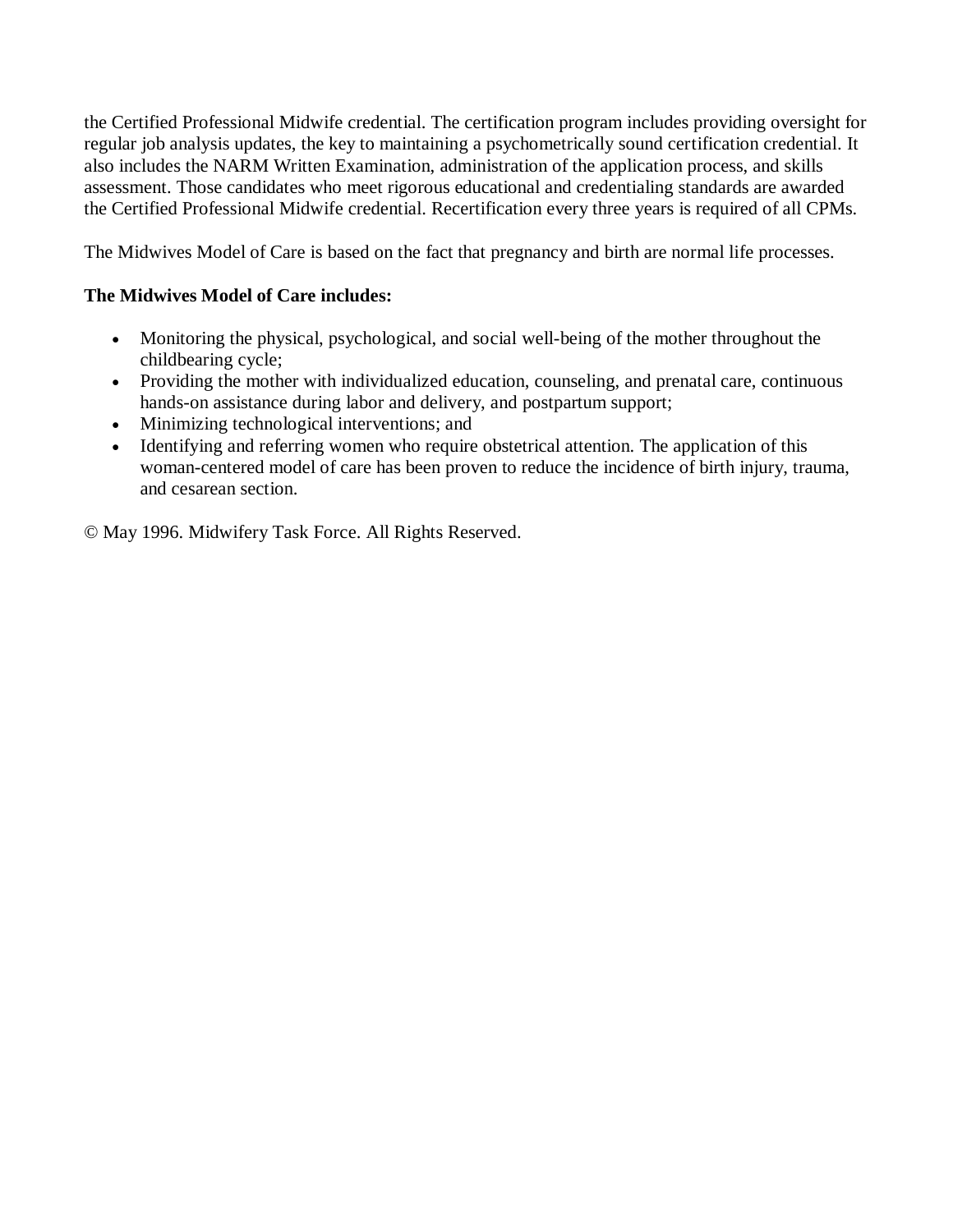the Certified Professional Midwife credential. The certification program includes providing oversight for regular job analysis updates, the key to maintaining a psychometrically sound certification credential. It also includes the NARM Written Examination, administration of the application process, and skills assessment. Those candidates who meet rigorous educational and credentialing standards are awarded the Certified Professional Midwife credential. Recertification every three years is required of all CPMs.

The Midwives Model of Care is based on the fact that pregnancy and birth are normal life processes.

**The Midwives Model of Care includes:**

- Monitoring the physical, psychological, and social well-being of the mother throughout the childbearing cycle;
- Providing the mother with individualized education, counseling, and prenatal care, continuous hands-on assistance during labor and delivery, and postpartum support;
- Minimizing technological interventions; and
- Identifying and referring women who require obstetrical attention. The application of this woman-centered model of care has been proven to reduce the incidence of birth injury, trauma, and cesarean section.

© May 1996. Midwifery Task Force. All Rights Reserved.